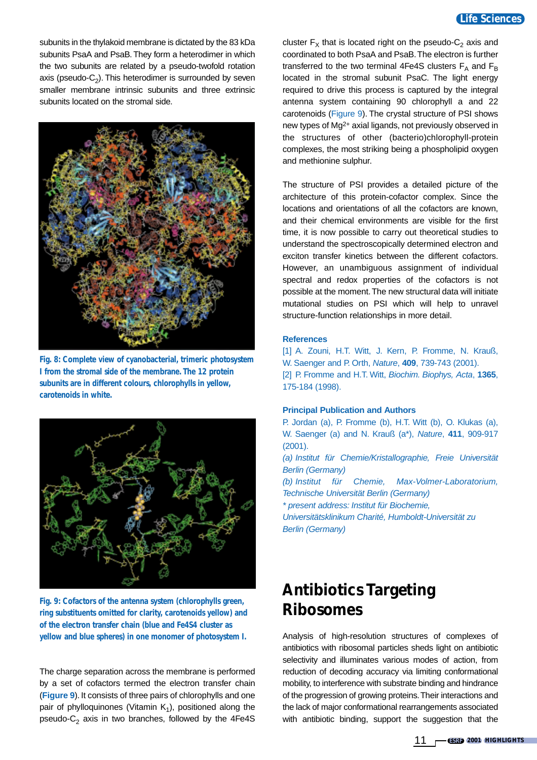subunits in the thylakoid membrane is dictated by the 83 kDa subunits PsaA and PsaB. They form a heterodimer in which the two subunits are related by a pseudo-twofold rotation axis (pseudo-$C_2$). This heterodimer is surrounded by seven smaller membrane intrinsic subunits and three extrinsic subunits located on the stromal side.

**Fig. 8: Complete view of cyanobacterial, trimeric photosystem I from the stromal side of the membrane. The 12 protein subunits are in different colours, chlorophylls in yellow, carotenoids in white.**

**Fig. 9: Cofactors of the antenna system (chlorophylls green, ring substituents omitted for clarity, carotenoids yellow) and of the electron transfer chain (blue and Fe4S4 cluster as yellow and blue spheres) in one monomer of photosystem I.**

The charge separation across the membrane is performed by a set of cofactors termed the electron transfer chain (**Figure 9**). It consists of three pairs of chlorophylls and one pair of phylloquinones (Vitamin $K_1$), positioned along the pseudo-$C_2$ axis in two branches, followed by the 4Fe4S cluster $F_X$ that is located right on the pseudo-$C_2$ axis and coordinated to both PsaA and PsaB. The electron is further transferred to the two terminal 4Fe4S clusters $F_A$ and $F_B$ located in the stromal subunit PsaC. The light energy required to drive this process is captured by the integral antenna system containing 90 chlorophyll a and 22 carotenoids (Figure 9). The crystal structure of PSI shows new types of $Mg^{2+}$ axial ligands, not previously observed in the structures of other (bacterio)chlorophyll-protein complexes, the most striking being a phospholipid oxygen and methionine sulphur.

The structure of PSI provides a detailed picture of the architecture of this protein-cofactor complex. Since the locations and orientations of all the cofactors are known, and their chemical environments are visible for the first time, it is now possible to carry out theoretical studies to understand the spectroscopically determined electron and exciton transfer kinetics between the different cofactors. However, an unambiguous assignment of individual spectral and redox properties of the cofactors is not possible at the moment. The new structural data will initiate mutational studies on PSI which will help to unravel structure-function relationships in more detail.

### References

[1] A. Zouni, H.T. Witt, J. Kern, P. Fromme, N. Krauß, W. Saenger and P. Orth, *Nature*, **409**, 739-743 (2001).
[2] P. Fromme and H.T. Witt, *Biochim. Biophys, Acta*, **1365**, 175-184 (1998).

### Principal Publication and Authors

P. Jordan (a), P. Fromme (b), H.T. Witt (b), O. Klukas (a), W. Saenger (a) and N. Krauß (a*), *Nature*, **411**, 909-917 (2001).
*(a) Institut für Chemie/Kristallographie, Freie Universität Berlin (Germany)*
*(b) Institut für Chemie, Max-Volmer-Laboratorium, Technische Universität Berlin (Germany)*
*\* present address: Institut für Biochemie, Universitätsklinikum Charité, Humboldt-Universität zu Berlin (Germany)*

# Antibiotics Targeting Ribosomes

Analysis of high-resolution structures of complexes of antibiotics with ribosomal particles sheds light on antibiotic selectivity and illuminates various modes of action, from reduction of decoding accuracy via limiting conformational mobility, to interference with substrate binding and hindrance of the progression of growing proteins. Their interactions and the lack of major conformational rearrangements associated with antibiotic binding, support the suggestion that the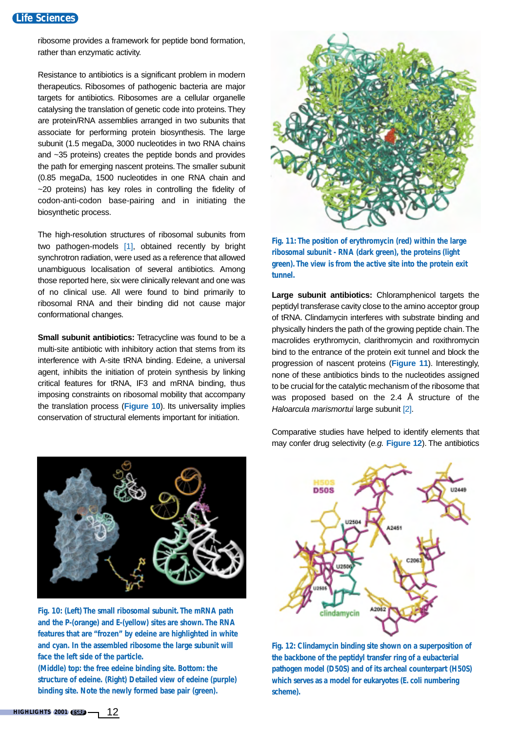ribosome provides a framework for peptide bond formation, rather than enzymatic activity.

Resistance to antibiotics is a significant problem in modern therapeutics. Ribosomes of pathogenic bacteria are major targets for antibiotics. Ribosomes are a cellular organelle catalysing the translation of genetic code into proteins. They are protein/RNA assemblies arranged in two subunits that associate for performing protein biosynthesis. The large subunit (1.5 megaDa, 3000 nucleotides in two RNA chains and ~35 proteins) creates the peptide bonds and provides the path for emerging nascent proteins. The smaller subunit (0.85 megaDa, 1500 nucleotides in one RNA chain and ~20 proteins) has key roles in controlling the fidelity of codon-anti-codon base-pairing and in initiating the biosynthetic process.

The high-resolution structures of ribosomal subunits from two pathogen-models [1], obtained recently by bright synchrotron radiation, were used as a reference that allowed unambiguous localisation of several antibiotics. Among those reported here, six were clinically relevant and one was of no clinical use. All were found to bind primarily to ribosomal RNA and their binding did not cause major conformational changes.

**Small subunit antibiotics:** Tetracycline was found to be a multi-site antibiotic with inhibitory action that stems from its interference with A-site tRNA binding. Edeine, a universal agent, inhibits the initiation of protein synthesis by linking critical features for tRNA, IF3 and mRNA binding, thus imposing constraints on ribosomal mobility that accompany the translation process (**Figure 10**). Its universality implies conservation of structural elements important for initiation.

Fig. 10: (Left) The small ribosomal subunit. The mRNA path and the P-(orange) and E-(yellow) sites are shown. The RNA features that are "frozen" by edeine are highlighted in white and cyan. In the assembled ribosome the large subunit will face the left side of the particle.
(Middle) top: the free edeine binding site. Bottom: the structure of edeine. (Right) Detailed view of edeine (purple) binding site. Note the newly formed base pair (green).

Fig. 11: The position of erythromycin (red) within the large ribosomal subunit - RNA (dark green), the proteins (light green). The view is from the active site into the protein exit tunnel.

**Large subunit antibiotics:** Chloramphenicol targets the peptidyl transferase cavity close to the amino acceptor group of tRNA. Clindamycin interferes with substrate binding and physically hinders the path of the growing peptide chain. The macrolides erythromycin, clarithromycin and roxithromycin bind to the entrance of the protein exit tunnel and block the progression of nascent proteins (**Figure 11**). Interestingly, none of these antibiotics binds to the nucleotides assigned to be crucial for the catalytic mechanism of the ribosome that was proposed based on the 2.4 Å structure of the *Haloarcula marismortui* large subunit [2].

Comparative studies have helped to identify elements that may confer drug selectivity (*e.g.* **Figure 12**). The antibiotics

Fig. 12: Clindamycin binding site shown on a superposition of the backbone of the peptidyl transfer ring of a eubacterial pathogen model (D50S) and of its archeal counterpart (H50S) which serves as a model for eukaryotes (E. coli numbering scheme).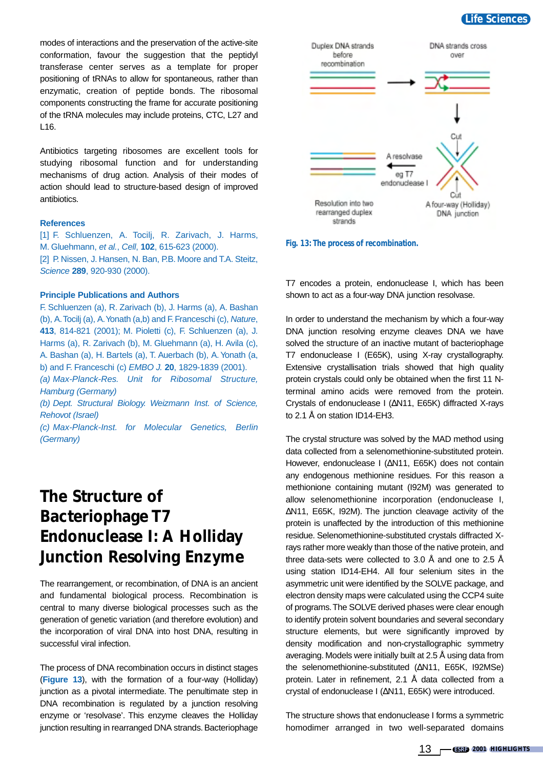modes of interactions and the preservation of the active-site conformation, favour the suggestion that the peptidyl transferase center serves as a template for proper positioning of tRNAs to allow for spontaneous, rather than enzymatic, creation of peptide bonds. The ribosomal components constructing the frame for accurate positioning of the tRNA molecules may include proteins, CTC, L27 and L16.

Antibiotics targeting ribosomes are excellent tools for studying ribosomal function and for understanding mechanisms of drug action. Analysis of their modes of action should lead to structure-based design of improved antibiotics.

### References

[1] F. Schluenzen, A. Tocilj, R. Zarivach, J. Harms, M. Gluehmann, *et al.*, *Cell*, **102**, 615-623 (2000).
[2] P. Nissen, J. Hansen, N. Ban, P.B. Moore and T.A. Steitz, *Science* **289**, 920-930 (2000).

### Principle Publications and Authors

F. Schluenzen (a), R. Zarivach (b), J. Harms (a), A. Bashan (b), A. Tocilj (a), A. Yonath (a,b) and F. Franceschi (c), *Nature*, **413**, 814-821 (2001); M. Pioletti (c), F. Schluenzen (a), J. Harms (a), R. Zarivach (b), M. Gluehmann (a), H. Avila (c), A. Bashan (a), H. Bartels (a), T. Auerbach (b), A. Yonath (a, b) and F. Franceschi (c) *EMBO J.* **20**, 1829-1839 (2001).
*(a) Max-Planck-Res. Unit for Ribosomal Structure, Hamburg (Germany)*
*(b) Dept. Structural Biology. Weizmann Inst. of Science, Rehovot (Israel)*
*(c) Max-Planck-Inst. for Molecular Genetics, Berlin (Germany)*

# The Structure of Bacteriophage T7 Endonuclease I: A Holliday Junction Resolving Enzyme

The rearrangement, or recombination, of DNA is an ancient and fundamental biological process. Recombination is central to many diverse biological processes such as the generation of genetic variation (and therefore evolution) and the incorporation of viral DNA into host DNA, resulting in successful viral infection.

The process of DNA recombination occurs in distinct stages (**Figure 13**), with the formation of a four-way (Holliday) junction as a pivotal intermediate. The penultimate step in DNA recombination is regulated by a junction resolving enzyme or 'resolvase'. This enzyme cleaves the Holliday junction resulting in rearranged DNA strands. Bacteriophage T7 encodes a protein, endonuclease I, which has been shown to act as a four-way DNA junction resolvase.

Duplex DNA strands before recombination
DNA strands cross over
Cut
A resolvase eg T7 endonuclease I
Cut
Resolution into two rearranged duplex strands
A four-way (Holliday) DNA junction

**Fig. 13: The process of recombination.**

In order to understand the mechanism by which a four-way DNA junction resolving enzyme cleaves DNA we have solved the structure of an inactive mutant of bacteriophage T7 endonuclease I (E65K), using X-ray crystallography. Extensive crystallisation trials showed that high quality protein crystals could only be obtained when the first 11 N-terminal amino acids were removed from the protein. Crystals of endonuclease I (ΔN11, E65K) diffracted X-rays to 2.1 Å on station ID14-EH3.

The crystal structure was solved by the MAD method using data collected from a selenomethionine-substituted protein. However, endonuclease I (ΔN11, E65K) does not contain any endogenous methionine residues. For this reason a methionione containing mutant (I92M) was generated to allow selenomethionine incorporation (endonuclease I, ΔN11, E65K, I92M). The junction cleavage activity of the protein is unaffected by the introduction of this methionine residue. Selenomethionine-substituted crystals diffracted X-rays rather more weakly than those of the native protein, and three data-sets were collected to 3.0 Å and one to 2.5 Å using station ID14-EH4. All four selenium sites in the asymmetric unit were identified by the SOLVE package, and electron density maps were calculated using the CCP4 suite of programs. The SOLVE derived phases were clear enough to identify protein solvent boundaries and several secondary structure elements, but were significantly improved by density modification and non-crystallographic symmetry averaging. Models were initially built at 2.5 Å using data from the selenomethionine-substituted (ΔN11, E65K, I92MSe) protein. Later in refinement, 2.1 Å data collected from a crystal of endonuclease I (ΔN11, E65K) were introduced.

The structure shows that endonuclease I forms a symmetric homodimer arranged in two well-separated domains